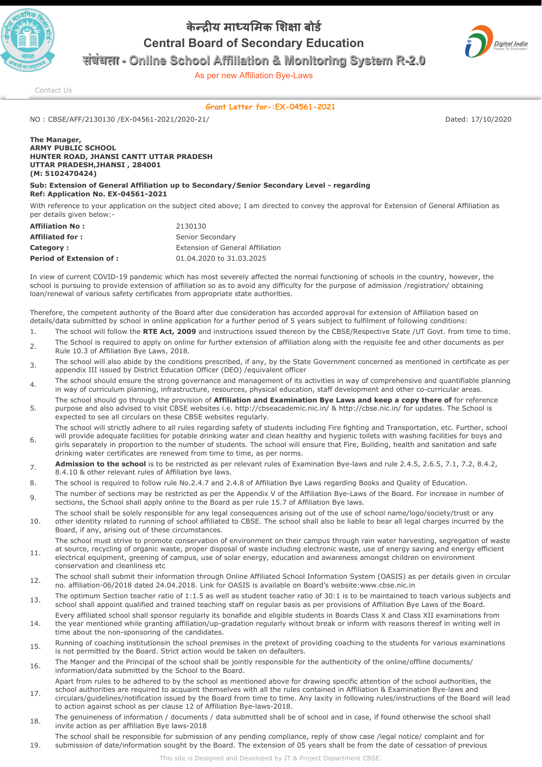# केन्द्रीय माध्यमिक शिक्षा बोर्ड

# Central Board of Secondary Education

## संबंधता - Online School Affiliation & Monitoring System R-2.0

As per new Affiliation Bye-Laws

Contact Us

**Grant Letter for-:EX-04561-2021**

NO : CBSE/AFF/2130130 /EX-04561-2021/2020-21/ Dated: 17/10/2020

**The Manager,**
**ARMY PUBLIC SCHOOL**
**HUNTER ROAD, JHANSI CANTT UTTAR PRADESH**
**UTTAR PRADESH,JHANSI , 284001**
**(M: 5102470424)**

**Sub: Extension of General Affiliation up to Secondary/Senior Secondary Level - regarding**
**Ref: Application No. EX-04561-2021**

With reference to your application on the subject cited above; I am directed to convey the approval for Extension of General Affiliation as per details given below:-

| | |
|---|---|
| **Affiliation No :** | 2130130 |
| **Affiliated for :** | Senior Secondary |
| **Category :** | Extension of General Affiliation |
| **Period of Extension of :** | 01.04.2020 to 31.03.2025 |

In view of current COVID-19 pandemic which has most severely affected the normal functioning of schools in the country, however, the school is pursuing to provide extension of affiliation so as to avoid any difficulty for the purpose of admission /registration/ obtaining loan/renewal of various safety certificates from appropriate state authorities.

Therefore, the competent authority of the Board after due consideration has accorded approval for extension of Affiliation based on details/data submitted by school in online application for a further period of 5 years subject to fulfilment of following conditions:

1. The school will follow the **RTE Act, 2009** and instructions issued thereon by the CBSE/Respective State /UT Govt. from time to time.
2. The School is required to apply on online for further extension of affiliation along with the requisite fee and other documents as per Rule 10.3 of Affiliation Bye Laws, 2018.
3. The school will also abide by the conditions prescribed, if any, by the State Government concerned as mentioned in certificate as per appendix III issued by District Education Officer (DEO) /equivalent officer
4. The school should ensure the strong governance and management of its activities in way of comprehensive and quantifiable planning in way of curriculum planning, infrastructure, resources, physical education, staff development and other co-curricular areas.
5. The school should go through the provision of **Affiliation and Examination Bye Laws and keep a copy there of** for reference purpose and also advised to visit CBSE websites i.e. http://cbseacademic.nic.in/ & http://cbse.nic.in/ for updates. The School is expected to see all circulars on these CBSE websites regularly.
6. The school will strictly adhere to all rules regarding safety of students including Fire fighting and Transportation, etc. Further, school will provide adequate facilities for potable drinking water and clean healthy and hygienic toilets with washing facilities for boys and girls separately in proportion to the number of students. The school will ensure that Fire, Building, health and sanitation and safe drinking water certificates are renewed from time to time, as per norms.
7. **Admission to the school** is to be restricted as per relevant rules of Examination Bye-laws and rule 2.4.5, 2.6.5, 7.1, 7.2, 8.4.2, 8.4.10 & other relevant rules of Affiliation bye laws.
8. The school is required to follow rule No.2.4.7 and 2.4.8 of Affiliation Bye Laws regarding Books and Quality of Education.
9. The number of sections may be restricted as per the Appendix V of the Affiliation Bye-Laws of the Board. For increase in number of sections, the School shall apply online to the Board as per rule 15.7 of Affiliation Bye laws.
10. The school shall be solely responsible for any legal consequences arising out of the use of school name/logo/society/trust or any other identity related to running of school affiliated to CBSE. The school shall also be liable to bear all legal charges incurred by the Board, if any, arising out of these circumstances.
11. The school must strive to promote conservation of environment on their campus through rain water harvesting, segregation of waste at source, recycling of organic waste, proper disposal of waste including electronic waste, use of energy saving and energy efficient electrical equipment, greening of campus, use of solar energy, education and awareness amongst children on environment conservation and cleanliness etc
12. The school shall submit their information through Online Affiliated School Information System (OASIS) as per details given in circular no. affiliation-06/2018 dated 24.04.2018. Link for OASIS is available on Board's website:www.cbse.nic.in
13. The optimum Section teacher ratio of 1:1.5 as well as student teacher ratio of 30:1 is to be maintained to teach various subjects and school shall appoint qualified and trained teaching staff on regular basis as per provisions of Affiliation Bye Laws of the Board.
14. Every affiliated school shall sponsor regularly its bonafide and eligible students in Boards Class X and Class XII examinations from the year mentioned while granting affiliation/up-gradation regularly without break or inform with reasons thereof in writing well in time about the non-sponsoring of the candidates.
15. Running of coaching institutionsin the school premises in the pretext of providing coaching to the students for various examinations is not permitted by the Board. Strict action would be taken on defaulters.
16. The Manger and the Principal of the school shall be jointly responsible for the authenticity of the online/offline documents/ information/data submitted by the School to the Board.
17. Apart from rules to be adhered to by the school as mentioned above for drawing specific attention of the school authorities, the school authorities are required to acquaint themselves with all the rules contained in Affiliation & Examination Bye-laws and circulars/guidelines/notification issued by the Board from time to time. Any laxity in following rules/instructions of the Board will lead to action against school as per clause 12 of Affiliation Bye-laws-2018.
18. The genuineness of information / documents / data submitted shall be of school and in case, if found otherwise the school shall invite action as per affiliation Bye laws-2018
19. The school shall be responsible for submission of any pending compliance, reply of show case /legal notice/ complaint and for submission of date/information sought by the Board. The extension of 05 years shall be from the date of cessation of previous

This site is Designed and Developed by IT & Project Department CBSE.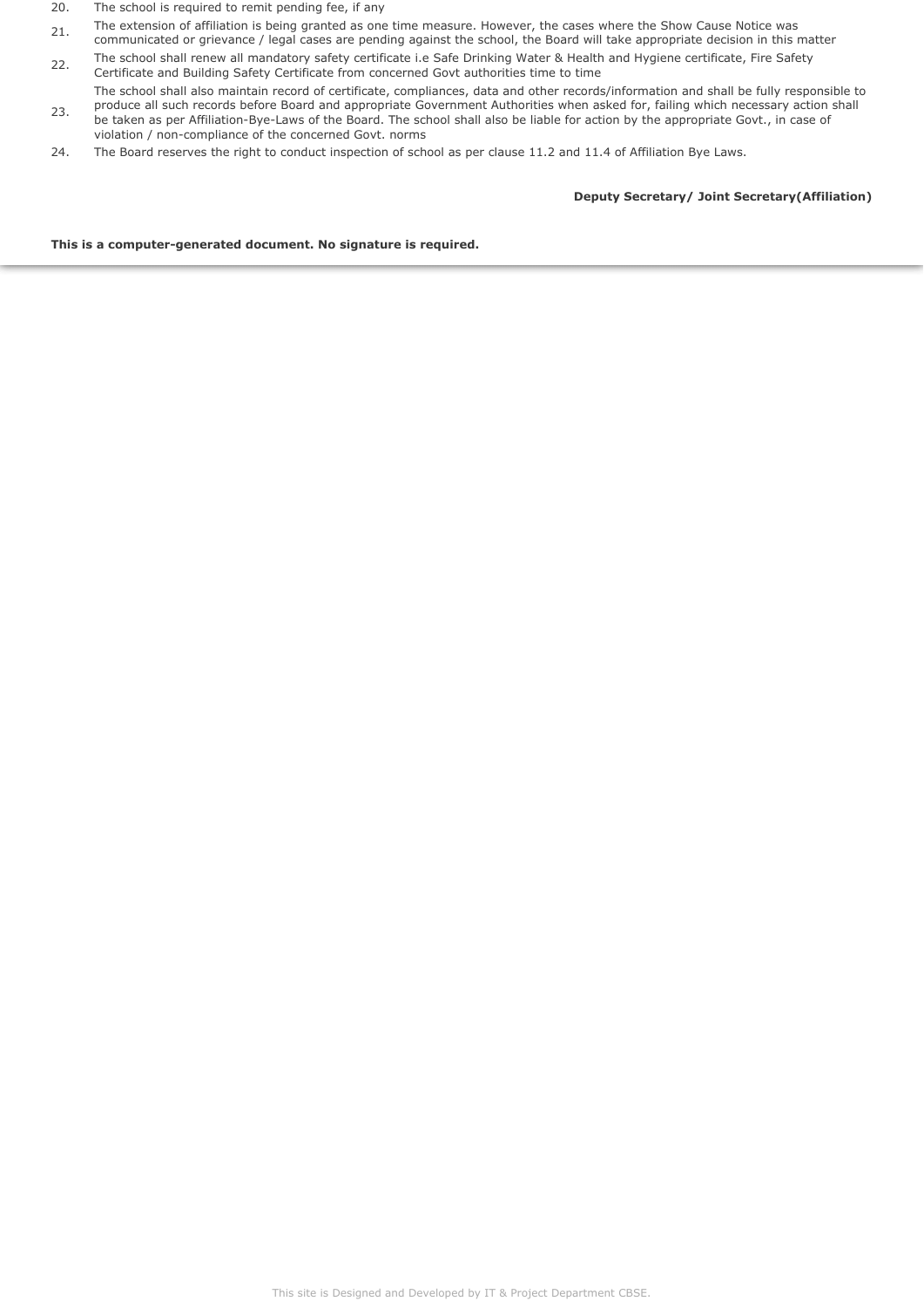20. The school is required to remit pending fee, if any
21. The extension of affiliation is being granted as one time measure. However, the cases where the Show Cause Notice was communicated or grievance / legal cases are pending against the school, the Board will take appropriate decision in this matter
22. The school shall renew all mandatory safety certificate i.e Safe Drinking Water & Health and Hygiene certificate, Fire Safety Certificate and Building Safety Certificate from concerned Govt authorities time to time
23. The school shall also maintain record of certificate, compliances, data and other records/information and shall be fully responsible to produce all such records before Board and appropriate Government Authorities when asked for, failing which necessary action shall be taken as per Affiliation-Bye-Laws of the Board. The school shall also be liable for action by the appropriate Govt., in case of violation / non-compliance of the concerned Govt. norms
24. The Board reserves the right to conduct inspection of school as per clause 11.2 and 11.4 of Affiliation Bye Laws.

**Deputy Secretary/ Joint Secretary(Affiliation)**

**This is a computer-generated document. No signature is required.**

This site is Designed and Developed by IT & Project Department CBSE.